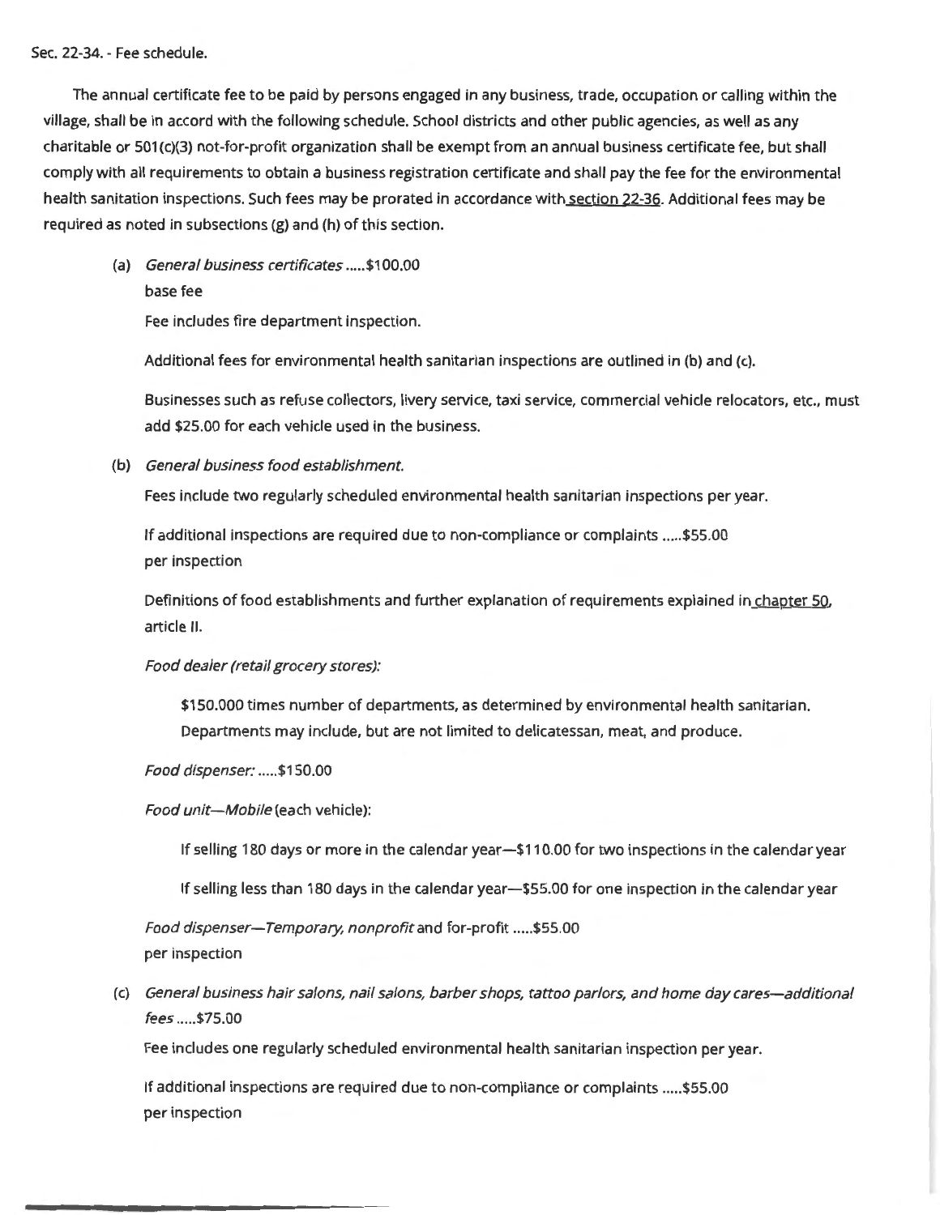Sec. 22-34. - Fee schedule.

The annual certificate fee to be paid by persons engaged in any business, trade, occupation or calling within the village, shall be in accord with the following schedule. School districts and other public agencies, as well as any charitable or 501(c)(3) not-for-profit organization shall be exempt from an annual business certificate fee, but shall comply with all requirements to obtain a business registration certificate and shall pay the fee for the environmental health sanitation inspections. Such fees may be prorated in accordance with section 22-36. Additional fees may be required as noted in subsections (g) and (h) of this section.

(a) *General business certificates* .....$100.00 base fee

Fee includes fire department inspection.

Additional fees for environmental health sanitarian inspections are outlined in (b) and (c).

Businesses such as refuse collectors, livery service, taxi service, commercial vehicle relocators, etc., must add $25.00 for each vehicle used in the business.

(b) *General business food establishment.*

Fees include two regularly scheduled environmental health sanitarian inspections per year.

If additional inspections are required due to non-compliance or complaints .....$55.00 per inspection

Definitions of food establishments and further explanation of requirements explained in chapter 50, article II.

*Food dealer (retail grocery stores):*

$150.000 times number of departments, as determined by environmental health sanitarian. Departments may include, but are not limited to delicatessan, meat, and produce.

*Food dispenser:* .....$150.00

*Food unit—Mobile* (each vehicle):

If selling 180 days or more in the calendar year—$110.00 for two inspections in the calendar year

If selling less than 180 days in the calendar year—$55.00 for one inspection in the calendar year

*Food dispenser—Temporary, nonprofit* and for-profit .....$55.00 per inspection

(c) *General business hair salons, nail salons, barber shops, tattoo parlors, and home day cares—additional fees* .....$75.00

Fee includes one regularly scheduled environmental health sanitarian inspection per year.

If additional inspections are required due to non-compliance or complaints .....$55.00 per inspection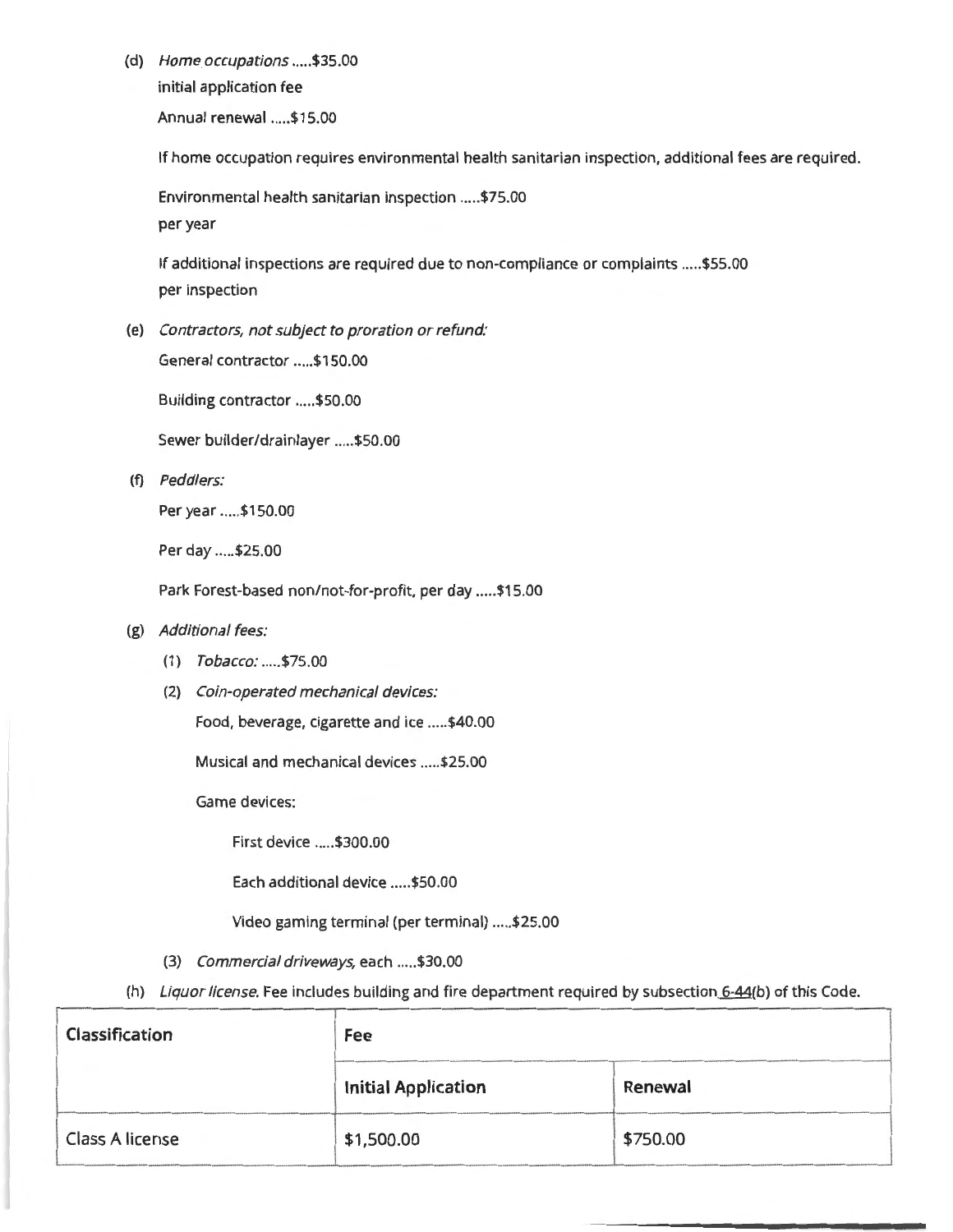(d) *Home occupations* .....$35.00

initial application fee

Annual renewal .....$15.00

If home occupation requires environmental health sanitarian inspection, additional fees are required.

Environmental health sanitarian inspection .....$75.00

per year

If additional inspections are required due to non-compliance or complaints .....$55.00

per inspection

(e) *Contractors, not subject to proration or refund:*

General contractor .....$150.00

Building contractor .....$50.00

Sewer builder/drainlayer .....$50.00

(f) *Peddlers:*

Per year .....$150.00

Per day .....$25.00

Park Forest-based non/not-for-profit, per day .....$15.00

(g) *Additional fees:*

(1) *Tobacco:* .....$75.00

(2) *Coin-operated mechanical devices:*

Food, beverage, cigarette and ice .....$40.00

Musical and mechanical devices .....$25.00

Game devices:

First device .....$300.00

Each additional device .....$50.00

Video gaming terminal (per terminal) .....$25.00

(3) *Commercial driveways,* each .....$30.00

(h) *Liquor license.* Fee includes building and fire department required by subsection 6-44(b) of this Code.

| Classification | Fee | |
|---|---|---|
| | Initial Application | Renewal |
| Class A license | $1,500.00 | $750.00 |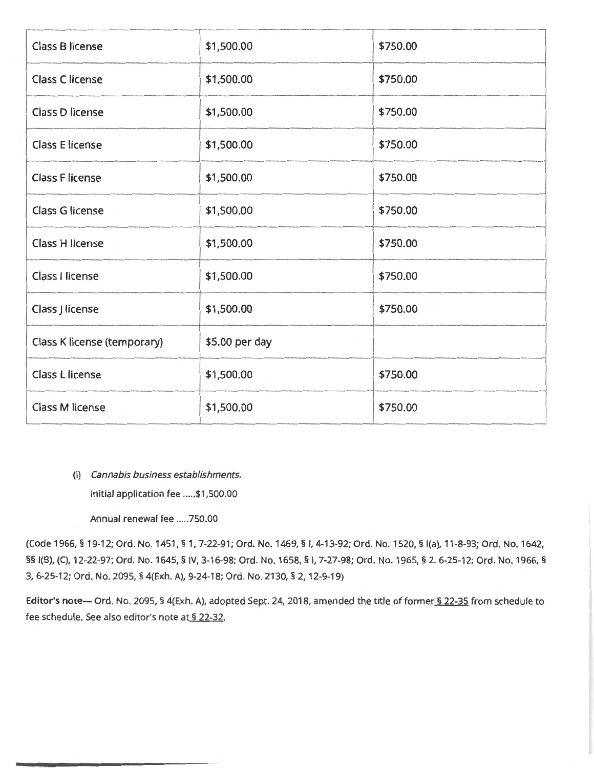| | | |
|---|---|---|
| Class B license | $1,500.00 | $750.00 |
| Class C license | $1,500.00 | $750.00 |
| Class D license | $1,500.00 | $750.00 |
| Class E license | $1,500.00 | $750.00 |
| Class F license | $1,500.00 | $750.00 |
| Class G license | $1,500.00 | $750.00 |
| Class H license | $1,500.00 | $750.00 |
| Class I license | $1,500.00 | $750.00 |
| Class J license | $1,500.00 | $750.00 |
| Class K license (temporary) | $5.00 per day | |
| Class L license | $1,500.00 | $750.00 |
| Class M license | $1,500.00 | $750.00 |

(i) *Cannabis business establishments.*

Initial application fee .....$1,500.00

Annual renewal fee .....750.00

(Code 1966, § 19-12; Ord. No. 1451, § 1, 7-22-91; Ord. No. 1469, § I, 4-13-92; Ord. No. 1520, § I(a), 11-8-93; Ord. No. 1642, §§ I(B), (C), 12-22-97; Ord. No. 1645, § IV, 3-16-98; Ord. No. 1658, § I, 7-27-98; Ord. No. 1965, § 2, 6-25-12; Ord. No. 1966, § 3, 6-25-12; Ord. No. 2095, § 4(Exh. A), 9-24-18; Ord. No. 2130, § 2, 12-9-19)

**Editor's note—** Ord. No. 2095, § 4(Exh. A), adopted Sept. 24, 2018, amended the title of former § 22-35 from schedule to fee schedule. See also editor's note at § 22-32.